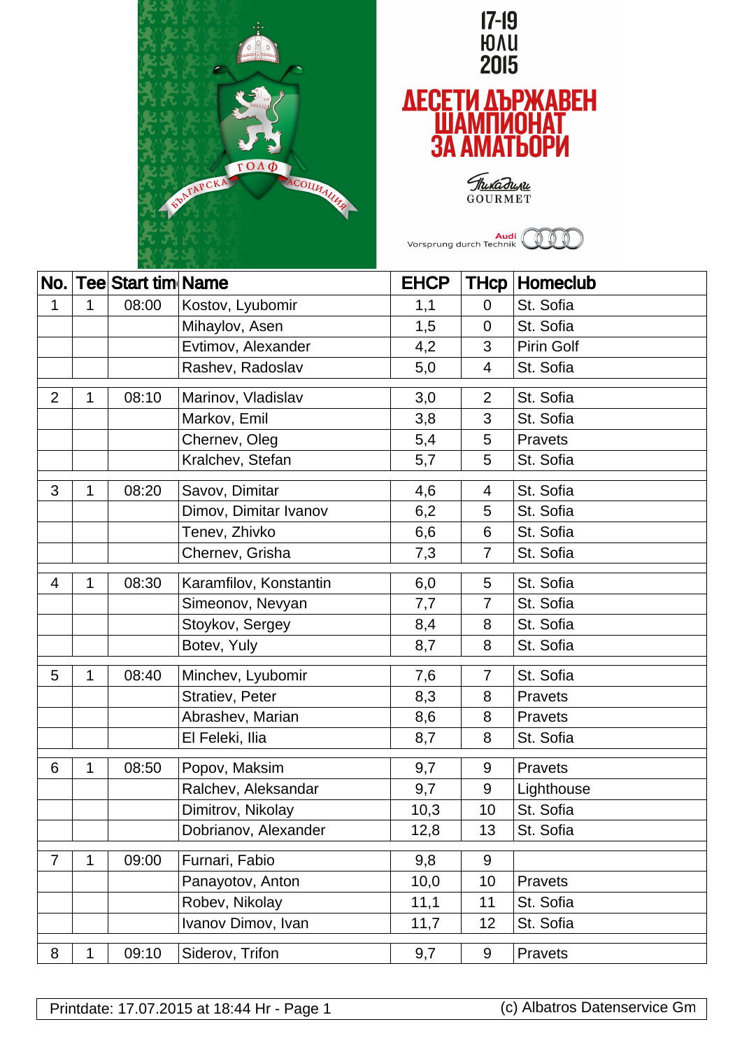17-19 ЮЛИ 2015

# ДЕСЕТИ ДЪРЖАВЕН ШАМПИОНАТ ЗА АМАТЬОРИ

Пикадили GOURMET

Audi Vorsprung durch Technik

| No. | Tee | Start tim | Name | EHCP | THcp | Homeclub |
|---|---|---|---|---|---|---|
| 1 | 1 | 08:00 | Kostov, Lyubomir | 1,1 | 0 | St. Sofia |
| | | | Mihaylov, Asen | 1,5 | 0 | St. Sofia |
| | | | Evtimov, Alexander | 4,2 | 3 | Pirin Golf |
| | | | Rashev, Radoslav | 5,0 | 4 | St. Sofia |
| 2 | 1 | 08:10 | Marinov, Vladislav | 3,0 | 2 | St. Sofia |
| | | | Markov, Emil | 3,8 | 3 | St. Sofia |
| | | | Chernev, Oleg | 5,4 | 5 | Pravets |
| | | | Kralchev, Stefan | 5,7 | 5 | St. Sofia |
| 3 | 1 | 08:20 | Savov, Dimitar | 4,6 | 4 | St. Sofia |
| | | | Dimov, Dimitar Ivanov | 6,2 | 5 | St. Sofia |
| | | | Tenev, Zhivko | 6,6 | 6 | St. Sofia |
| | | | Chernev, Grisha | 7,3 | 7 | St. Sofia |
| 4 | 1 | 08:30 | Karamfilov, Konstantin | 6,0 | 5 | St. Sofia |
| | | | Simeonov, Nevyan | 7,7 | 7 | St. Sofia |
| | | | Stoykov, Sergey | 8,4 | 8 | St. Sofia |
| | | | Botev, Yuly | 8,7 | 8 | St. Sofia |
| 5 | 1 | 08:40 | Minchev, Lyubomir | 7,6 | 7 | St. Sofia |
| | | | Stratiev, Peter | 8,3 | 8 | Pravets |
| | | | Abrashev, Marian | 8,6 | 8 | Pravets |
| | | | El Feleki, Ilia | 8,7 | 8 | St. Sofia |
| 6 | 1 | 08:50 | Popov, Maksim | 9,7 | 9 | Pravets |
| | | | Ralchev, Aleksandar | 9,7 | 9 | Lighthouse |
| | | | Dimitrov, Nikolay | 10,3 | 10 | St. Sofia |
| | | | Dobrianov, Alexander | 12,8 | 13 | St. Sofia |
| 7 | 1 | 09:00 | Furnari, Fabio | 9,8 | 9 | |
| | | | Panayotov, Anton | 10,0 | 10 | Pravets |
| | | | Robev, Nikolay | 11,1 | 11 | St. Sofia |
| | | | Ivanov Dimov, Ivan | 11,7 | 12 | St. Sofia |
| 8 | 1 | 09:10 | Siderov, Trifon | 9,7 | 9 | Pravets |

Printdate: 17.07.2015 at 18:44 Hr - Page 1 (c) Albatros Datenservice Gm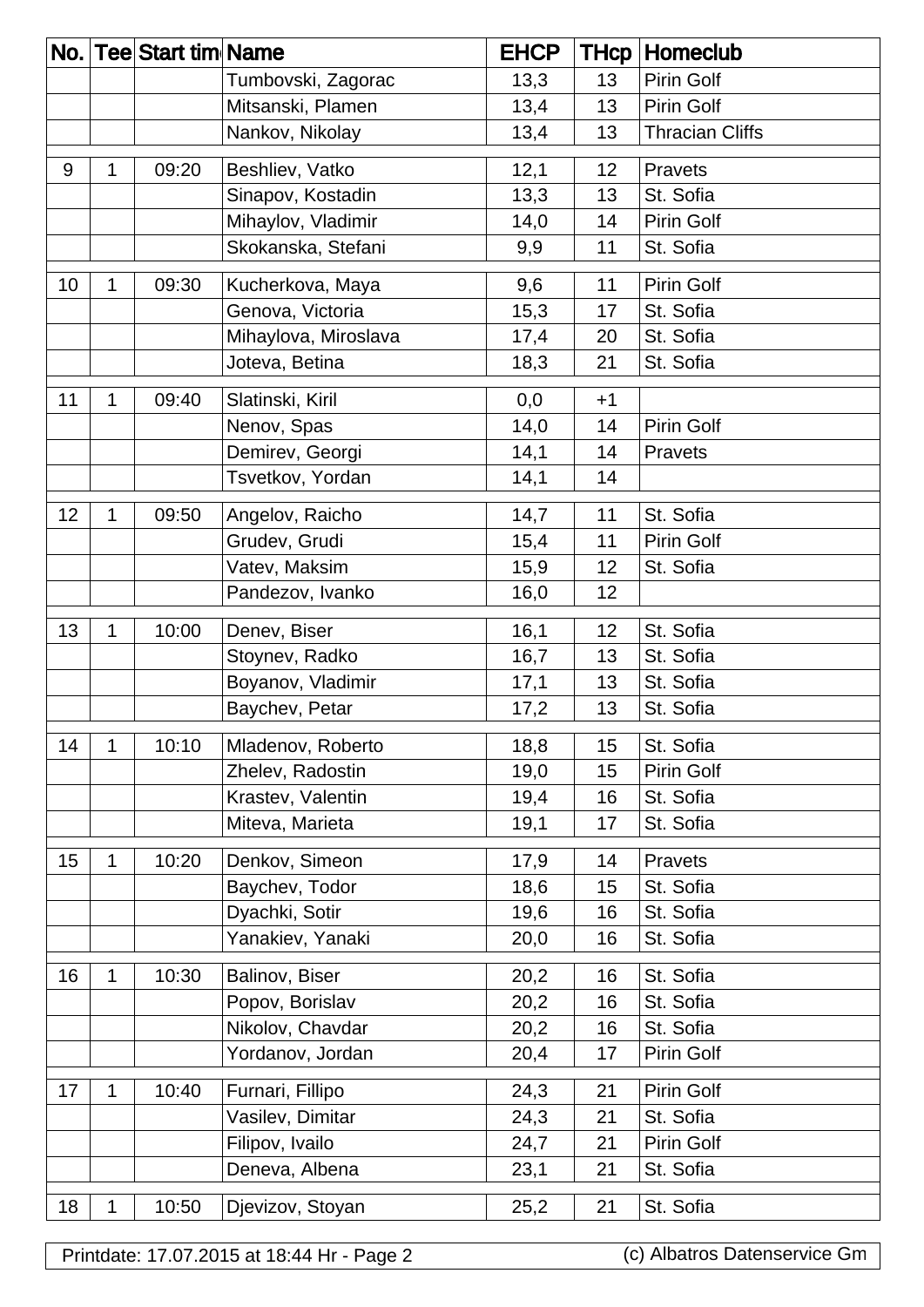| No. | Tee | Start tim | Name | EHCP | THcp | Homeclub |
|---|---|---|---|---|---|---|
| | | | Tumbovski, Zagorac | 13,3 | 13 | Pirin Golf |
| | | | Mitsanski, Plamen | 13,4 | 13 | Pirin Golf |
| | | | Nankov, Nikolay | 13,4 | 13 | Thracian Cliffs |
| 9 | 1 | 09:20 | Beshliev, Vatko | 12,1 | 12 | Pravets |
| | | | Sinapov, Kostadin | 13,3 | 13 | St. Sofia |
| | | | Mihaylov, Vladimir | 14,0 | 14 | Pirin Golf |
| | | | Skokanska, Stefani | 9,9 | 11 | St. Sofia |
| 10 | 1 | 09:30 | Kucherkova, Maya | 9,6 | 11 | Pirin Golf |
| | | | Genova, Victoria | 15,3 | 17 | St. Sofia |
| | | | Mihaylova, Miroslava | 17,4 | 20 | St. Sofia |
| | | | Joteva, Betina | 18,3 | 21 | St. Sofia |
| 11 | 1 | 09:40 | Slatinski, Kiril | 0,0 | +1 | |
| | | | Nenov, Spas | 14,0 | 14 | Pirin Golf |
| | | | Demirev, Georgi | 14,1 | 14 | Pravets |
| | | | Tsvetkov, Yordan | 14,1 | 14 | |
| 12 | 1 | 09:50 | Angelov, Raicho | 14,7 | 11 | St. Sofia |
| | | | Grudev, Grudi | 15,4 | 11 | Pirin Golf |
| | | | Vatev, Maksim | 15,9 | 12 | St. Sofia |
| | | | Pandezov, Ivanko | 16,0 | 12 | |
| 13 | 1 | 10:00 | Denev, Biser | 16,1 | 12 | St. Sofia |
| | | | Stoynev, Radko | 16,7 | 13 | St. Sofia |
| | | | Boyanov, Vladimir | 17,1 | 13 | St. Sofia |
| | | | Baychev, Petar | 17,2 | 13 | St. Sofia |
| 14 | 1 | 10:10 | Mladenov, Roberto | 18,8 | 15 | St. Sofia |
| | | | Zhelev, Radostin | 19,0 | 15 | Pirin Golf |
| | | | Krastev, Valentin | 19,4 | 16 | St. Sofia |
| | | | Miteva, Marieta | 19,1 | 17 | St. Sofia |
| 15 | 1 | 10:20 | Denkov, Simeon | 17,9 | 14 | Pravets |
| | | | Baychev, Todor | 18,6 | 15 | St. Sofia |
| | | | Dyachki, Sotir | 19,6 | 16 | St. Sofia |
| | | | Yanakiev, Yanaki | 20,0 | 16 | St. Sofia |
| 16 | 1 | 10:30 | Balinov, Biser | 20,2 | 16 | St. Sofia |
| | | | Popov, Borislav | 20,2 | 16 | St. Sofia |
| | | | Nikolov, Chavdar | 20,2 | 16 | St. Sofia |
| | | | Yordanov, Jordan | 20,4 | 17 | Pirin Golf |
| 17 | 1 | 10:40 | Furnari, Fillipo | 24,3 | 21 | Pirin Golf |
| | | | Vasilev, Dimitar | 24,3 | 21 | St. Sofia |
| | | | Filipov, Ivailo | 24,7 | 21 | Pirin Golf |
| | | | Deneva, Albena | 23,1 | 21 | St. Sofia |
| 18 | 1 | 10:50 | Djevizov, Stoyan | 25,2 | 21 | St. Sofia |

Printdate: 17.07.2015 at 18:44 Hr - Page 2 | (c) Albatros Datenservice Gm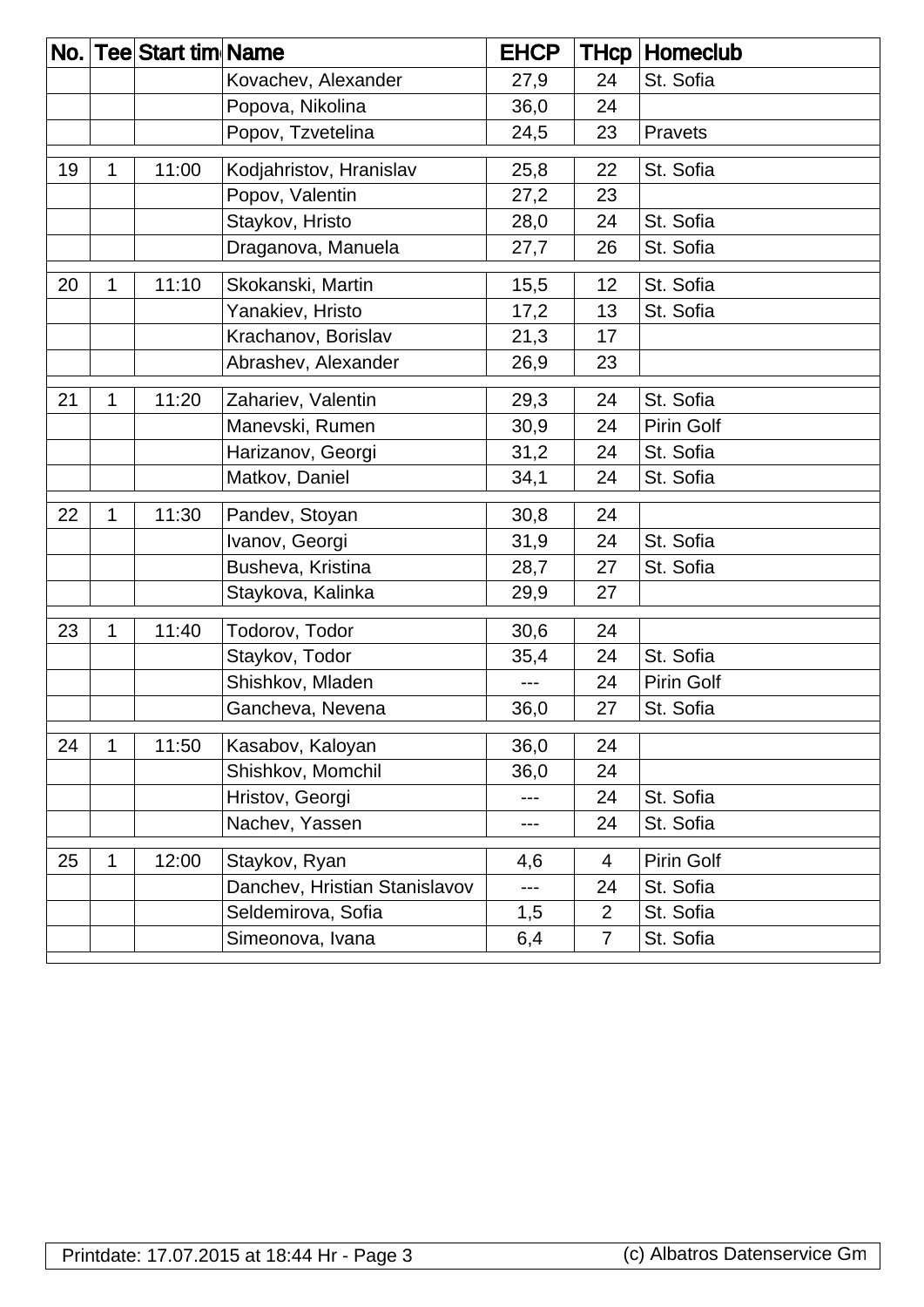| No. | Tee | Start tim | Name | EHCP | THcp | Homeclub |
|---|---|---|---|---|---|---|
| | | | Kovachev, Alexander | 27,9 | 24 | St. Sofia |
| | | | Popova, Nikolina | 36,0 | 24 | |
| | | | Popov, Tzvetelina | 24,5 | 23 | Pravets |
| 19 | 1 | 11:00 | Kodjahristov, Hranislav | 25,8 | 22 | St. Sofia |
| | | | Popov, Valentin | 27,2 | 23 | |
| | | | Staykov, Hristo | 28,0 | 24 | St. Sofia |
| | | | Draganova, Manuela | 27,7 | 26 | St. Sofia |
| 20 | 1 | 11:10 | Skokanski, Martin | 15,5 | 12 | St. Sofia |
| | | | Yanakiev, Hristo | 17,2 | 13 | St. Sofia |
| | | | Krachanov, Borislav | 21,3 | 17 | |
| | | | Abrashev, Alexander | 26,9 | 23 | |
| 21 | 1 | 11:20 | Zahariev, Valentin | 29,3 | 24 | St. Sofia |
| | | | Manevski, Rumen | 30,9 | 24 | Pirin Golf |
| | | | Harizanov, Georgi | 31,2 | 24 | St. Sofia |
| | | | Matkov, Daniel | 34,1 | 24 | St. Sofia |
| 22 | 1 | 11:30 | Pandev, Stoyan | 30,8 | 24 | |
| | | | Ivanov, Georgi | 31,9 | 24 | St. Sofia |
| | | | Busheva, Kristina | 28,7 | 27 | St. Sofia |
| | | | Staykova, Kalinka | 29,9 | 27 | |
| 23 | 1 | 11:40 | Todorov, Todor | 30,6 | 24 | |
| | | | Staykov, Todor | 35,4 | 24 | St. Sofia |
| | | | Shishkov, Mladen | --- | 24 | Pirin Golf |
| | | | Gancheva, Nevena | 36,0 | 27 | St. Sofia |
| 24 | 1 | 11:50 | Kasabov, Kaloyan | 36,0 | 24 | |
| | | | Shishkov, Momchil | 36,0 | 24 | |
| | | | Hristov, Georgi | --- | 24 | St. Sofia |
| | | | Nachev, Yassen | --- | 24 | St. Sofia |
| 25 | 1 | 12:00 | Staykov, Ryan | 4,6 | 4 | Pirin Golf |
| | | | Danchev, Hristian Stanislavov | --- | 24 | St. Sofia |
| | | | Seldemirova, Sofia | 1,5 | 2 | St. Sofia |
| | | | Simeonova, Ivana | 6,4 | 7 | St. Sofia |

Printdate: 17.07.2015 at 18:44 Hr - Page 3 (c) Albatros Datenservice Gm